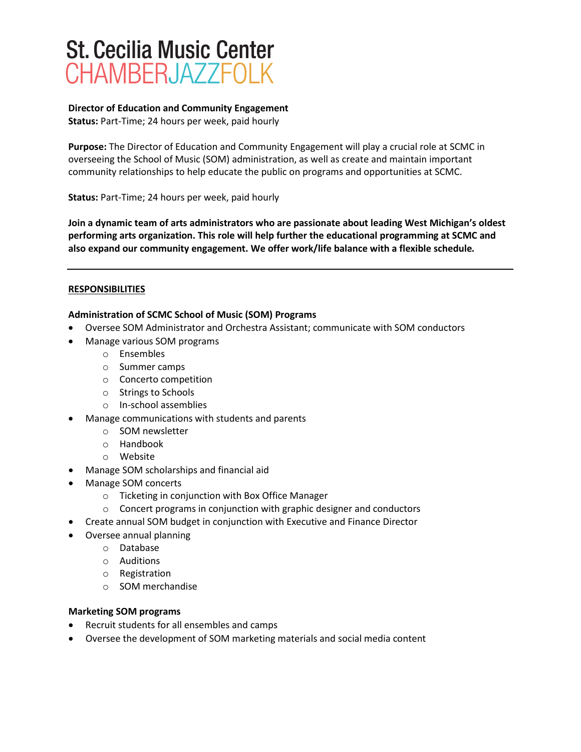# St. Cecilia Music Center
## CHAMBERJAZZFOLK

**Director of Education and Community Engagement**
**Status:** Part-Time; 24 hours per week, paid hourly

**Purpose:** The Director of Education and Community Engagement will play a crucial role at SCMC in overseeing the School of Music (SOM) administration, as well as create and maintain important community relationships to help educate the public on programs and opportunities at SCMC.

**Status:** Part-Time; 24 hours per week, paid hourly

**Join a dynamic team of arts administrators who are passionate about leading West Michigan's oldest performing arts organization. This role will help further the educational programming at SCMC and also expand our community engagement. We offer work/life balance with a flexible schedule.**

---

**RESPONSIBILITIES**

**Administration of SCMC School of Music (SOM) Programs**

- Oversee SOM Administrator and Orchestra Assistant; communicate with SOM conductors
- Manage various SOM programs
  - Ensembles
  - Summer camps
  - Concerto competition
  - Strings to Schools
  - In-school assemblies
- Manage communications with students and parents
  - SOM newsletter
  - Handbook
  - Website
- Manage SOM scholarships and financial aid
- Manage SOM concerts
  - Ticketing in conjunction with Box Office Manager
  - Concert programs in conjunction with graphic designer and conductors
- Create annual SOM budget in conjunction with Executive and Finance Director
- Oversee annual planning
  - Database
  - Auditions
  - Registration
  - SOM merchandise

**Marketing SOM programs**

- Recruit students for all ensembles and camps
- Oversee the development of SOM marketing materials and social media content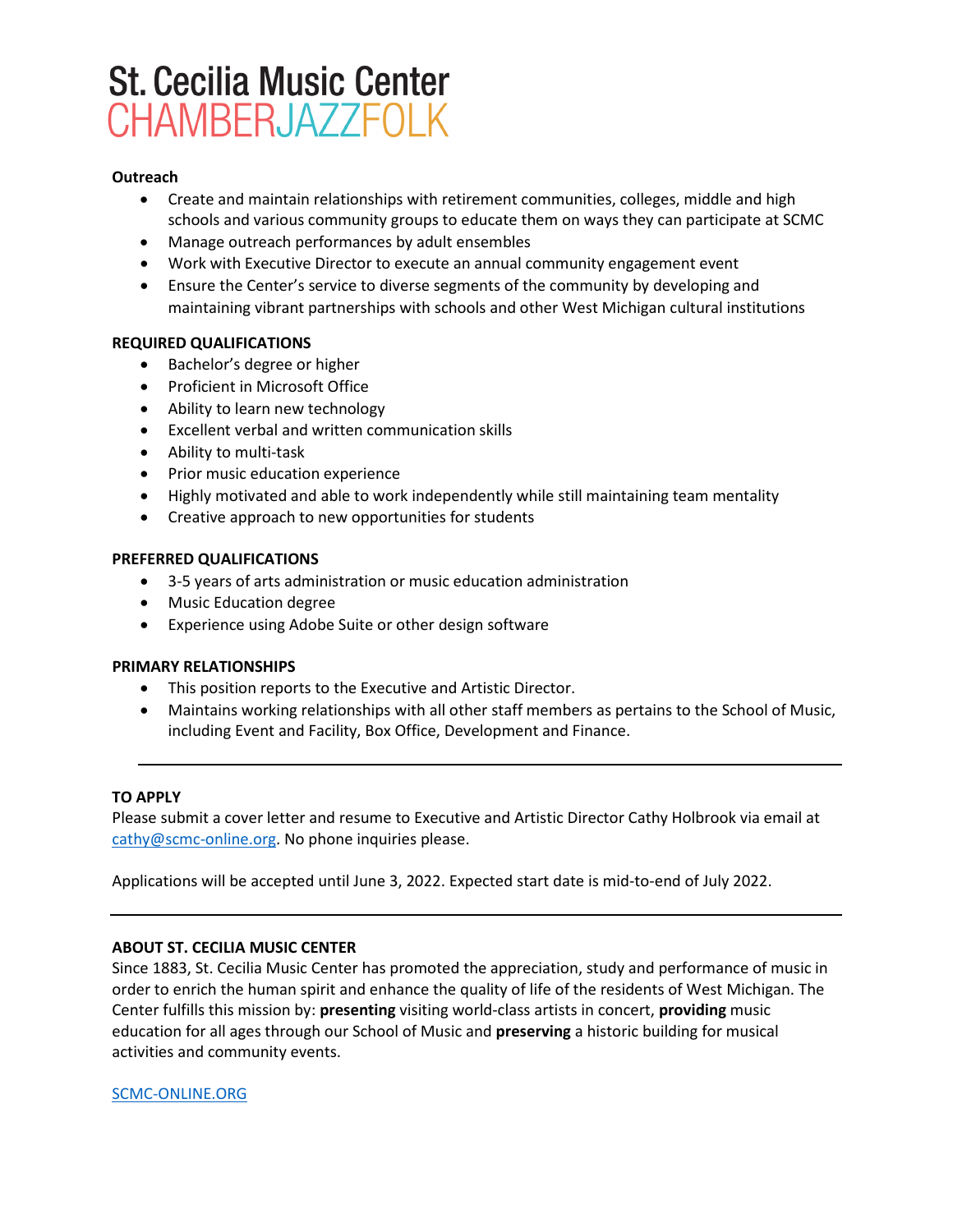St. Cecilia Music Center
CHAMBERJAZZFOLK

**Outreach**

- Create and maintain relationships with retirement communities, colleges, middle and high schools and various community groups to educate them on ways they can participate at SCMC
- Manage outreach performances by adult ensembles
- Work with Executive Director to execute an annual community engagement event
- Ensure the Center's service to diverse segments of the community by developing and maintaining vibrant partnerships with schools and other West Michigan cultural institutions

**REQUIRED QUALIFICATIONS**

- Bachelor's degree or higher
- Proficient in Microsoft Office
- Ability to learn new technology
- Excellent verbal and written communication skills
- Ability to multi-task
- Prior music education experience
- Highly motivated and able to work independently while still maintaining team mentality
- Creative approach to new opportunities for students

**PREFERRED QUALIFICATIONS**

- 3-5 years of arts administration or music education administration
- Music Education degree
- Experience using Adobe Suite or other design software

**PRIMARY RELATIONSHIPS**

- This position reports to the Executive and Artistic Director.
- Maintains working relationships with all other staff members as pertains to the School of Music, including Event and Facility, Box Office, Development and Finance.

---

**TO APPLY**

Please submit a cover letter and resume to Executive and Artistic Director Cathy Holbrook via email at cathy@scmc-online.org. No phone inquiries please.

Applications will be accepted until June 3, 2022. Expected start date is mid-to-end of July 2022.

---

**ABOUT ST. CECILIA MUSIC CENTER**

Since 1883, St. Cecilia Music Center has promoted the appreciation, study and performance of music in order to enrich the human spirit and enhance the quality of life of the residents of West Michigan. The Center fulfills this mission by: **presenting** visiting world-class artists in concert, **providing** music education for all ages through our School of Music and **preserving** a historic building for musical activities and community events.

SCMC-ONLINE.ORG